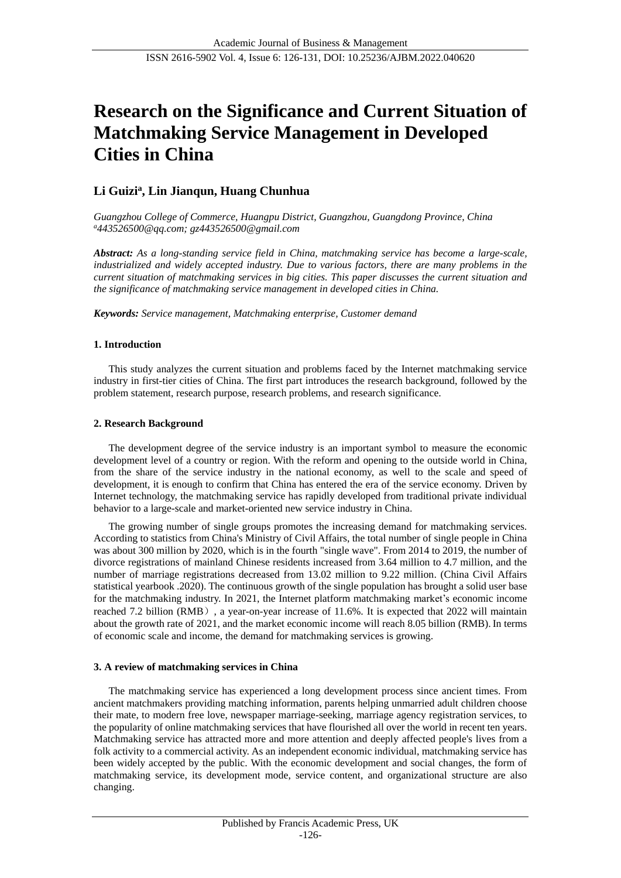# Research on the Significance and Current Situation of Matchmaking Service Management in Developed Cities in China

## Li Guizi[a], Lin Jianqun, Huang Chunhua

*Guangzhou College of Commerce, Huangpu District, Guangzhou, Guangdong Province, China*
*[a]443526500@qq.com; gz443526500@gmail.com*

***Abstract:*** *As a long-standing service field in China, matchmaking service has become a large-scale, industrialized and widely accepted industry. Due to various factors, there are many problems in the current situation of matchmaking services in big cities. This paper discusses the current situation and the significance of matchmaking service management in developed cities in China.*

***Keywords:*** *Service management, Matchmaking enterprise, Customer demand*

### 1. Introduction

This study analyzes the current situation and problems faced by the Internet matchmaking service industry in first-tier cities of China. The first part introduces the research background, followed by the problem statement, research purpose, research problems, and research significance.

### 2. Research Background

The development degree of the service industry is an important symbol to measure the economic development level of a country or region. With the reform and opening to the outside world in China, from the share of the service industry in the national economy, as well to the scale and speed of development, it is enough to confirm that China has entered the era of the service economy. Driven by Internet technology, the matchmaking service has rapidly developed from traditional private individual behavior to a large-scale and market-oriented new service industry in China.

The growing number of single groups promotes the increasing demand for matchmaking services. According to statistics from China's Ministry of Civil Affairs, the total number of single people in China was about 300 million by 2020, which is in the fourth "single wave". From 2014 to 2019, the number of divorce registrations of mainland Chinese residents increased from 3.64 million to 4.7 million, and the number of marriage registrations decreased from 13.02 million to 9.22 million. (China Civil Affairs statistical yearbook .2020). The continuous growth of the single population has brought a solid user base for the matchmaking industry. In 2021, the Internet platform matchmaking market's economic income reached 7.2 billion (RMB）, a year-on-year increase of 11.6%. It is expected that 2022 will maintain about the growth rate of 2021, and the market economic income will reach 8.05 billion (RMB). In terms of economic scale and income, the demand for matchmaking services is growing.

### 3. A review of matchmaking services in China

The matchmaking service has experienced a long development process since ancient times. From ancient matchmakers providing matching information, parents helping unmarried adult children choose their mate, to modern free love, newspaper marriage-seeking, marriage agency registration services, to the popularity of online matchmaking services that have flourished all over the world in recent ten years. Matchmaking service has attracted more and more attention and deeply affected people's lives from a folk activity to a commercial activity. As an independent economic individual, matchmaking service has been widely accepted by the public. With the economic development and social changes, the form of matchmaking service, its development mode, service content, and organizational structure are also changing.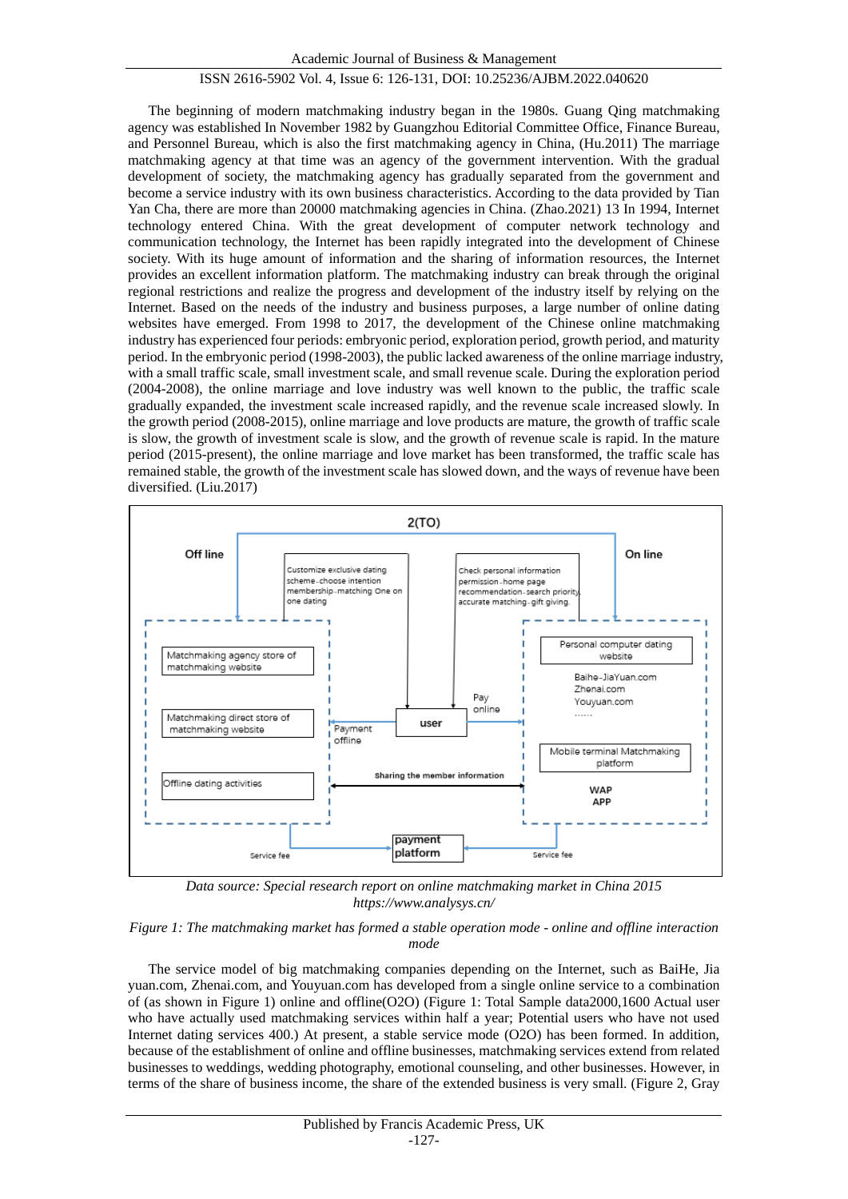The beginning of modern matchmaking industry began in the 1980s. Guang Qing matchmaking agency was established In November 1982 by Guangzhou Editorial Committee Office, Finance Bureau, and Personnel Bureau, which is also the first matchmaking agency in China, (Hu.2011) The marriage matchmaking agency at that time was an agency of the government intervention. With the gradual development of society, the matchmaking agency has gradually separated from the government and become a service industry with its own business characteristics. According to the data provided by Tian Yan Cha, there are more than 20000 matchmaking agencies in China. (Zhao.2021) 13 In 1994, Internet technology entered China. With the great development of computer network technology and communication technology, the Internet has been rapidly integrated into the development of Chinese society. With its huge amount of information and the sharing of information resources, the Internet provides an excellent information platform. The matchmaking industry can break through the original regional restrictions and realize the progress and development of the industry itself by relying on the Internet. Based on the needs of the industry and business purposes, a large number of online dating websites have emerged. From 1998 to 2017, the development of the Chinese online matchmaking industry has experienced four periods: embryonic period, exploration period, growth period, and maturity period. In the embryonic period (1998-2003), the public lacked awareness of the online marriage industry, with a small traffic scale, small investment scale, and small revenue scale. During the exploration period (2004-2008), the online marriage and love industry was well known to the public, the traffic scale gradually expanded, the investment scale increased rapidly, and the revenue scale increased slowly. In the growth period (2008-2015), online marriage and love products are mature, the growth of traffic scale is slow, the growth of investment scale is slow, and the growth of revenue scale is rapid. In the mature period (2015-present), the online marriage and love market has been transformed, the traffic scale has remained stable, the growth of the investment scale has slowed down, and the ways of revenue have been diversified. (Liu.2017)

*Data source: Special research report on online matchmaking market in China 2015 https://www.analysys.cn/*

*Figure 1: The matchmaking market has formed a stable operation mode - online and offline interaction mode*

The service model of big matchmaking companies depending on the Internet, such as BaiHe, Jia yuan.com, Zhenai.com, and Youyuan.com has developed from a single online service to a combination of (as shown in Figure 1) online and offline(O2O) (Figure 1: Total Sample data2000,1600 Actual user who have actually used matchmaking services within half a year; Potential users who have not used Internet dating services 400.) At present, a stable service mode (O2O) has been formed. In addition, because of the establishment of online and offline businesses, matchmaking services extend from related businesses to weddings, wedding photography, emotional counseling, and other businesses. However, in terms of the share of business income, the share of the extended business is very small. (Figure 2, Gray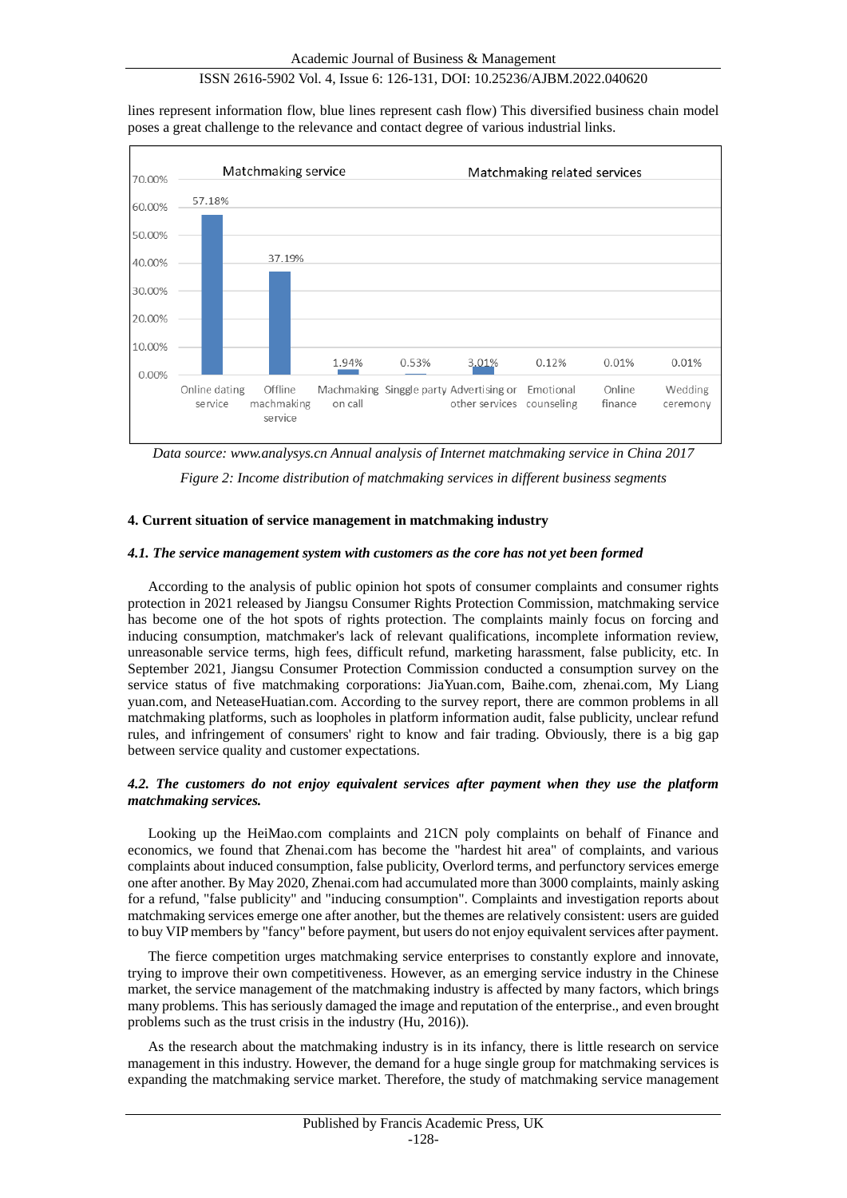lines represent information flow, blue lines represent cash flow) This diversified business chain model poses a great challenge to the relevance and contact degree of various industrial links.

*Data source: www.analysys.cn Annual analysis of Internet matchmaking service in China 2017*

*Figure 2: Income distribution of matchmaking services in different business segments*

## 4. Current situation of service management in matchmaking industry

### *4.1. The service management system with customers as the core has not yet been formed*

According to the analysis of public opinion hot spots of consumer complaints and consumer rights protection in 2021 released by Jiangsu Consumer Rights Protection Commission, matchmaking service has become one of the hot spots of rights protection. The complaints mainly focus on forcing and inducing consumption, matchmaker's lack of relevant qualifications, incomplete information review, unreasonable service terms, high fees, difficult refund, marketing harassment, false publicity, etc. In September 2021, Jiangsu Consumer Protection Commission conducted a consumption survey on the service status of five matchmaking corporations: JiaYuan.com, Baihe.com, zhenai.com, My Liang yuan.com, and NeteaseHuatian.com. According to the survey report, there are common problems in all matchmaking platforms, such as loopholes in platform information audit, false publicity, unclear refund rules, and infringement of consumers' right to know and fair trading. Obviously, there is a big gap between service quality and customer expectations.

### *4.2. The customers do not enjoy equivalent services after payment when they use the platform matchmaking services.*

Looking up the HeiMao.com complaints and 21CN poly complaints on behalf of Finance and economics, we found that Zhenai.com has become the "hardest hit area" of complaints, and various complaints about induced consumption, false publicity, Overlord terms, and perfunctory services emerge one after another. By May 2020, Zhenai.com had accumulated more than 3000 complaints, mainly asking for a refund, "false publicity" and "inducing consumption". Complaints and investigation reports about matchmaking services emerge one after another, but the themes are relatively consistent: users are guided to buy VIP members by "fancy" before payment, but users do not enjoy equivalent services after payment.

The fierce competition urges matchmaking service enterprises to constantly explore and innovate, trying to improve their own competitiveness. However, as an emerging service industry in the Chinese market, the service management of the matchmaking industry is affected by many factors, which brings many problems. This has seriously damaged the image and reputation of the enterprise., and even brought problems such as the trust crisis in the industry (Hu, 2016)).

As the research about the matchmaking industry is in its infancy, there is little research on service management in this industry. However, the demand for a huge single group for matchmaking services is expanding the matchmaking service market. Therefore, the study of matchmaking service management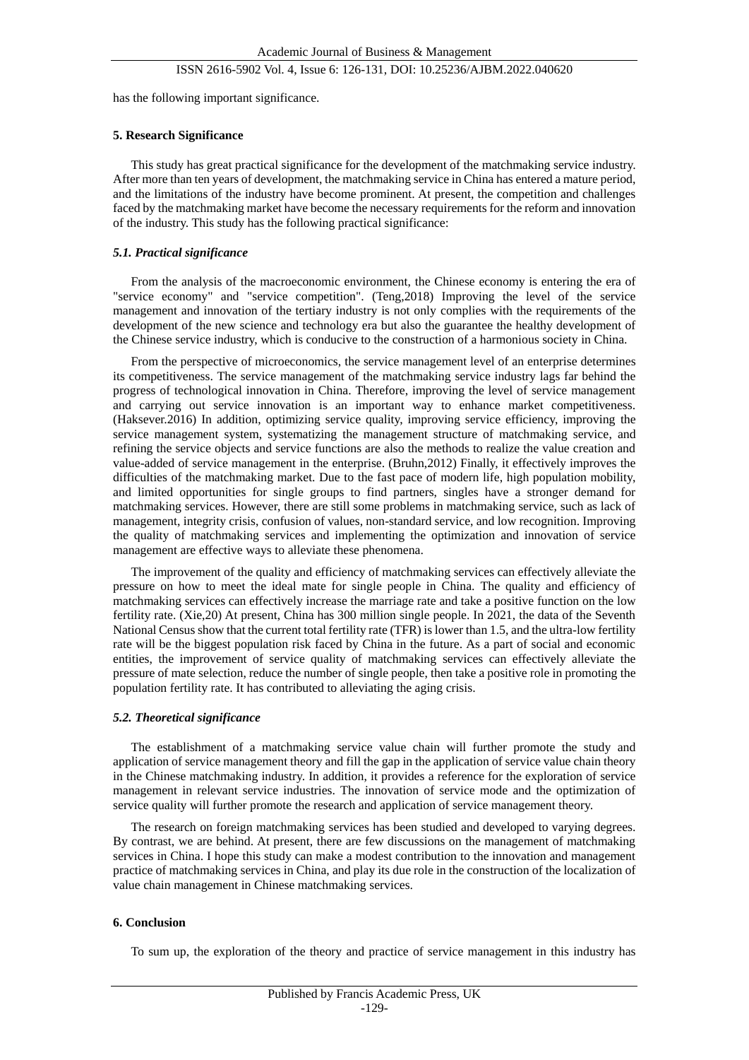has the following important significance.

## 5. Research Significance

This study has great practical significance for the development of the matchmaking service industry. After more than ten years of development, the matchmaking service in China has entered a mature period, and the limitations of the industry have become prominent. At present, the competition and challenges faced by the matchmaking market have become the necessary requirements for the reform and innovation of the industry. This study has the following practical significance:

### *5.1. Practical significance*

From the analysis of the macroeconomic environment, the Chinese economy is entering the era of "service economy" and "service competition". (Teng,2018) Improving the level of the service management and innovation of the tertiary industry is not only complies with the requirements of the development of the new science and technology era but also the guarantee the healthy development of the Chinese service industry, which is conducive to the construction of a harmonious society in China.

From the perspective of microeconomics, the service management level of an enterprise determines its competitiveness. The service management of the matchmaking service industry lags far behind the progress of technological innovation in China. Therefore, improving the level of service management and carrying out service innovation is an important way to enhance market competitiveness. (Haksever.2016) In addition, optimizing service quality, improving service efficiency, improving the service management system, systematizing the management structure of matchmaking service, and refining the service objects and service functions are also the methods to realize the value creation and value-added of service management in the enterprise. (Bruhn,2012) Finally, it effectively improves the difficulties of the matchmaking market. Due to the fast pace of modern life, high population mobility, and limited opportunities for single groups to find partners, singles have a stronger demand for matchmaking services. However, there are still some problems in matchmaking service, such as lack of management, integrity crisis, confusion of values, non-standard service, and low recognition. Improving the quality of matchmaking services and implementing the optimization and innovation of service management are effective ways to alleviate these phenomena.

The improvement of the quality and efficiency of matchmaking services can effectively alleviate the pressure on how to meet the ideal mate for single people in China. The quality and efficiency of matchmaking services can effectively increase the marriage rate and take a positive function on the low fertility rate. (Xie,20) At present, China has 300 million single people. In 2021, the data of the Seventh National Census show that the current total fertility rate (TFR) is lower than 1.5, and the ultra-low fertility rate will be the biggest population risk faced by China in the future. As a part of social and economic entities, the improvement of service quality of matchmaking services can effectively alleviate the pressure of mate selection, reduce the number of single people, then take a positive role in promoting the population fertility rate. It has contributed to alleviating the aging crisis.

### *5.2. Theoretical significance*

The establishment of a matchmaking service value chain will further promote the study and application of service management theory and fill the gap in the application of service value chain theory in the Chinese matchmaking industry. In addition, it provides a reference for the exploration of service management in relevant service industries. The innovation of service mode and the optimization of service quality will further promote the research and application of service management theory.

The research on foreign matchmaking services has been studied and developed to varying degrees. By contrast, we are behind. At present, there are few discussions on the management of matchmaking services in China. I hope this study can make a modest contribution to the innovation and management practice of matchmaking services in China, and play its due role in the construction of the localization of value chain management in Chinese matchmaking services.

## 6. Conclusion

To sum up, the exploration of the theory and practice of service management in this industry has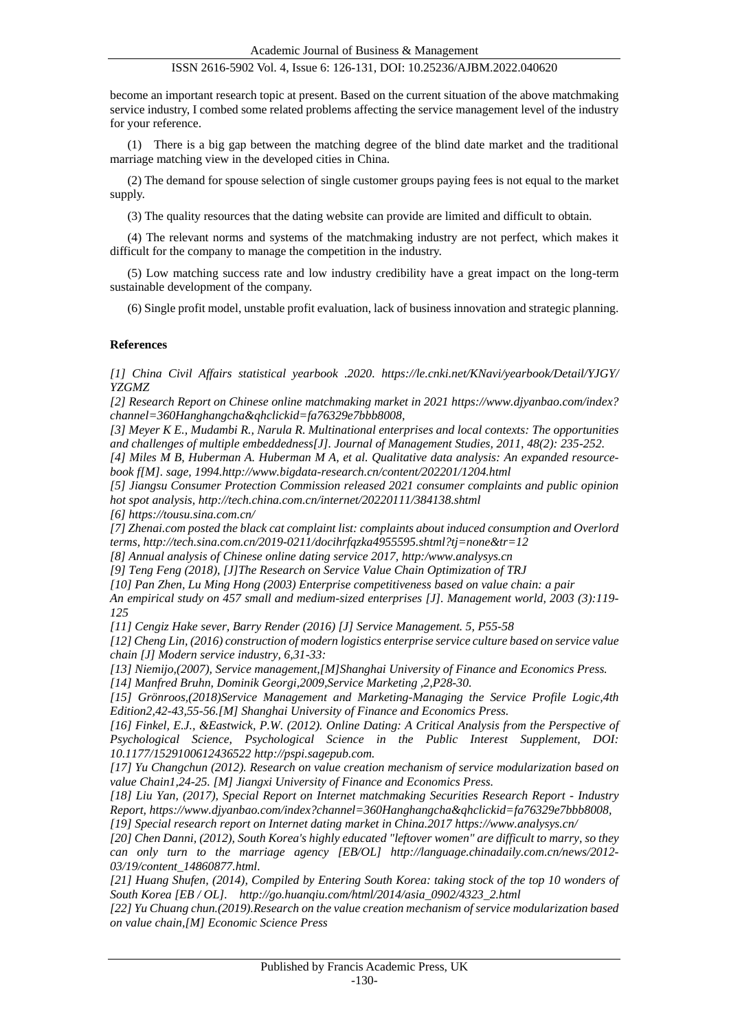become an important research topic at present. Based on the current situation of the above matchmaking service industry, I combed some related problems affecting the service management level of the industry for your reference.

(1) There is a big gap between the matching degree of the blind date market and the traditional marriage matching view in the developed cities in China.

(2) The demand for spouse selection of single customer groups paying fees is not equal to the market supply.

(3) The quality resources that the dating website can provide are limited and difficult to obtain.

(4) The relevant norms and systems of the matchmaking industry are not perfect, which makes it difficult for the company to manage the competition in the industry.

(5) Low matching success rate and low industry credibility have a great impact on the long-term sustainable development of the company.

(6) Single profit model, unstable profit evaluation, lack of business innovation and strategic planning.

## References

*[1] China Civil Affairs statistical yearbook .2020. https://le.cnki.net/KNavi/yearbook/Detail/YJGY/YZGMZ*

*[2] Research Report on Chinese online matchmaking market in 2021 https://www.djyanbao.com/index?channel=360Hanghangcha&qhclickid=fa76329e7bbb8008,*

*[3] Meyer K E., Mudambi R., Narula R. Multinational enterprises and local contexts: The opportunities and challenges of multiple embeddedness[J]. Journal of Management Studies, 2011, 48(2): 235-252.*

*[4] Miles M B, Huberman A. Huberman M A, et al. Qualitative data analysis: An expanded resource-book f[M]. sage, 1994.http://www.bigdata-research.cn/content/202201/1204.html*

*[5] Jiangsu Consumer Protection Commission released 2021 consumer complaints and public opinion hot spot analysis, http://tech.china.com.cn/internet/20220111/384138.shtml*

*[6] https://tousu.sina.com.cn/*

*[7] Zhenai.com posted the black cat complaint list: complaints about induced consumption and Overlord terms, http://tech.sina.com.cn/2019-0211/docihrfqzka4955595.shtml?tj=none&tr=12*

*[8] Annual analysis of Chinese online dating service 2017, http:/www.analysys.cn*

*[9] Teng Feng (2018), [J]The Research on Service Value Chain Optimization of TRJ*

*[10] Pan Zhen, Lu Ming Hong (2003) Enterprise competitiveness based on value chain: a pair An empirical study on 457 small and medium-sized enterprises [J]. Management world, 2003 (3):119-125*

*[11] Cengiz Hake sever, Barry Render (2016) [J] Service Management. 5, P55-58*

*[12] Cheng Lin, (2016) construction of modern logistics enterprise service culture based on service value chain [J] Modern service industry, 6,31-33:*

*[13] Niemijo,(2007), Service management,[M]Shanghai University of Finance and Economics Press.*

*[14] Manfred Bruhn, Dominik Georgi,2009,Service Marketing ,2,P28-30.*

*[15] Grönroos,(2018)Service Management and Marketing-Managing the Service Profile Logic,4th Edition2,42-43,55-56.[M] Shanghai University of Finance and Economics Press.*

*[16] Finkel, E.J., &Eastwick, P.W. (2012). Online Dating: A Critical Analysis from the Perspective of Psychological Science, Psychological Science in the Public Interest Supplement, DOI: 10.1177/1529100612436522 http://pspi.sagepub.com.*

*[17] Yu Changchun (2012). Research on value creation mechanism of service modularization based on value Chain1,24-25. [M] Jiangxi University of Finance and Economics Press.*

*[18] Liu Yan, (2017), Special Report on Internet matchmaking Securities Research Report - Industry Report, https://www.djyanbao.com/index?channel=360Hanghangcha&qhclickid=fa76329e7bbb8008,*

*[19] Special research report on Internet dating market in China.2017 https://www.analysys.cn/*

*[20] Chen Danni, (2012), South Korea's highly educated "leftover women" are difficult to marry, so they can only turn to the marriage agency [EB/OL] http://language.chinadaily.com.cn/news/2012-03/19/content_14860877.html.*

*[21] Huang Shufen, (2014), Compiled by Entering South Korea: taking stock of the top 10 wonders of South Korea [EB / OL]. http://go.huanqiu.com/html/2014/asia_0902/4323_2.html*

*[22] Yu Chuang chun.(2019).Research on the value creation mechanism of service modularization based on value chain,[M] Economic Science Press*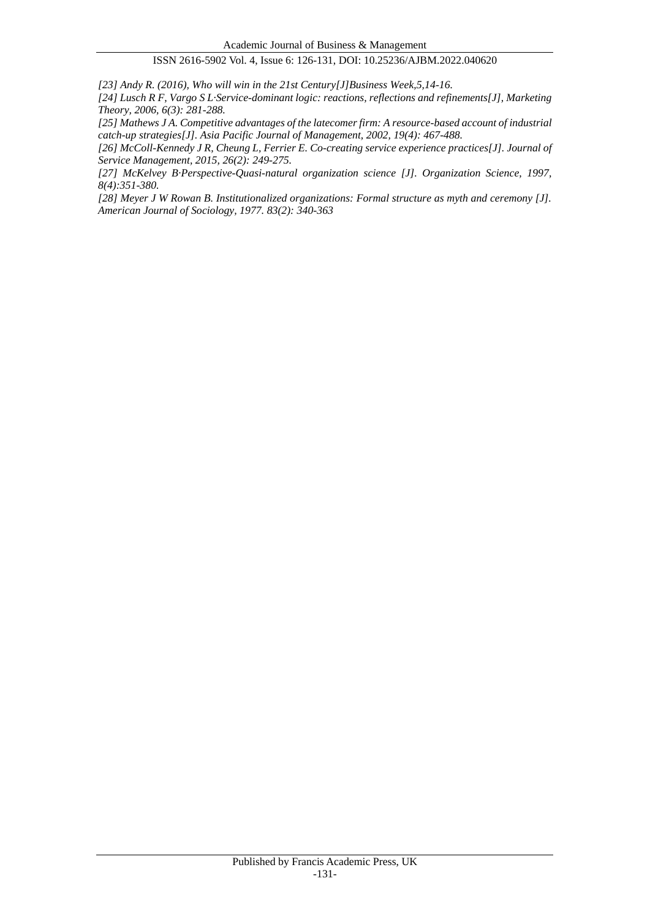*[23] Andy R. (2016), Who will win in the 21st Century[J]Business Week,5,14-16.*

*[24] Lusch R F, Vargo S L·Service-dominant logic: reactions, reflections and refinements[J], Marketing Theory, 2006, 6(3): 281-288.*

*[25] Mathews J A. Competitive advantages of the latecomer firm: A resource-based account of industrial catch-up strategies[J]. Asia Pacific Journal of Management, 2002, 19(4): 467-488.*

*[26] McColl-Kennedy J R, Cheung L, Ferrier E. Co-creating service experience practices[J]. Journal of Service Management, 2015, 26(2): 249-275.*

*[27] McKelvey B·Perspective-Quasi-natural organization science [J]. Organization Science, 1997, 8(4):351-380.*

*[28] Meyer J W Rowan B. Institutionalized organizations: Formal structure as myth and ceremony [J]. American Journal of Sociology, 1977. 83(2): 340-363*